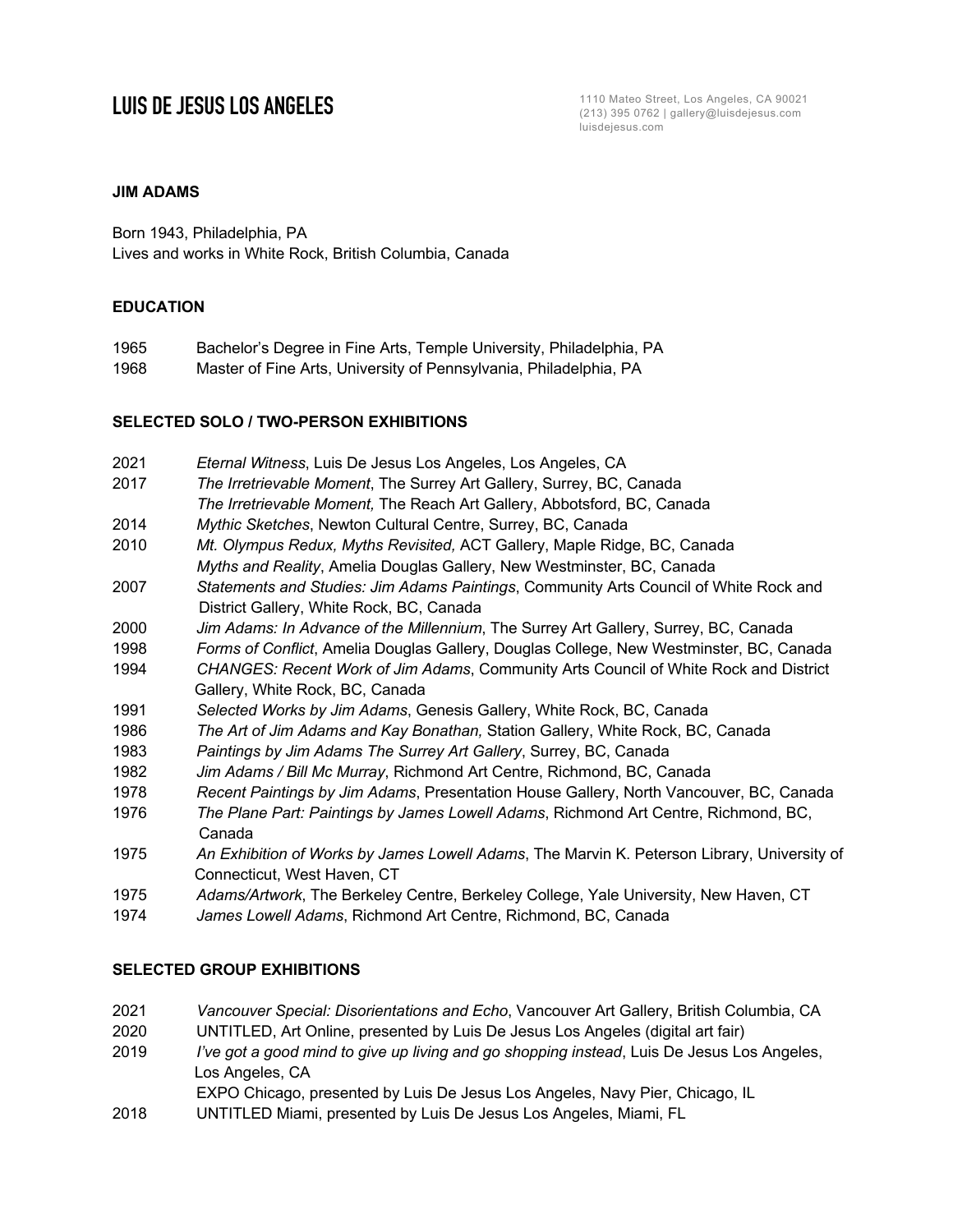# LUIS DE JESUS LOS ANGELES

1110 Mateo Street, Los Angeles, CA 90021
(213) 395 0762 | gallery@luisdejesus.com
luisdejesus.com

**JIM ADAMS**

Born 1943, Philadelphia, PA
Lives and works in White Rock, British Columbia, Canada

**EDUCATION**

1965 Bachelor's Degree in Fine Arts, Temple University, Philadelphia, PA
1968 Master of Fine Arts, University of Pennsylvania, Philadelphia, PA

**SELECTED SOLO / TWO-PERSON EXHIBITIONS**

2021 *Eternal Witness*, Luis De Jesus Los Angeles, Los Angeles, CA
2017 *The Irretrievable Moment*, The Surrey Art Gallery, Surrey, BC, Canada
*The Irretrievable Moment,* The Reach Art Gallery, Abbotsford, BC, Canada
2014 *Mythic Sketches*, Newton Cultural Centre, Surrey, BC, Canada
2010 *Mt. Olympus Redux, Myths Revisited,* ACT Gallery, Maple Ridge, BC, Canada
*Myths and Reality*, Amelia Douglas Gallery, New Westminster, BC, Canada
2007 *Statements and Studies: Jim Adams Paintings*, Community Arts Council of White Rock and District Gallery, White Rock, BC, Canada
2000 *Jim Adams: In Advance of the Millennium*, The Surrey Art Gallery, Surrey, BC, Canada
1998 *Forms of Conflict*, Amelia Douglas Gallery, Douglas College, New Westminster, BC, Canada
1994 *CHANGES: Recent Work of Jim Adams*, Community Arts Council of White Rock and District Gallery, White Rock, BC, Canada
1991 *Selected Works by Jim Adams*, Genesis Gallery, White Rock, BC, Canada
1986 *The Art of Jim Adams and Kay Bonathan,* Station Gallery, White Rock, BC, Canada
1983 *Paintings by Jim Adams The Surrey Art Gallery*, Surrey, BC, Canada
1982 *Jim Adams / Bill Mc Murray*, Richmond Art Centre, Richmond, BC, Canada
1978 *Recent Paintings by Jim Adams*, Presentation House Gallery, North Vancouver, BC, Canada
1976 *The Plane Part: Paintings by James Lowell Adams*, Richmond Art Centre, Richmond, BC, Canada
1975 *An Exhibition of Works by James Lowell Adams*, The Marvin K. Peterson Library, University of Connecticut, West Haven, CT
1975 *Adams/Artwork*, The Berkeley Centre, Berkeley College, Yale University, New Haven, CT
1974 *James Lowell Adams*, Richmond Art Centre, Richmond, BC, Canada

**SELECTED GROUP EXHIBITIONS**

2021 *Vancouver Special: Disorientations and Echo*, Vancouver Art Gallery, British Columbia, CA
2020 UNTITLED, Art Online, presented by Luis De Jesus Los Angeles (digital art fair)
2019 *I've got a good mind to give up living and go shopping instead*, Luis De Jesus Los Angeles, Los Angeles, CA
EXPO Chicago, presented by Luis De Jesus Los Angeles, Navy Pier, Chicago, IL
2018 UNTITLED Miami, presented by Luis De Jesus Los Angeles, Miami, FL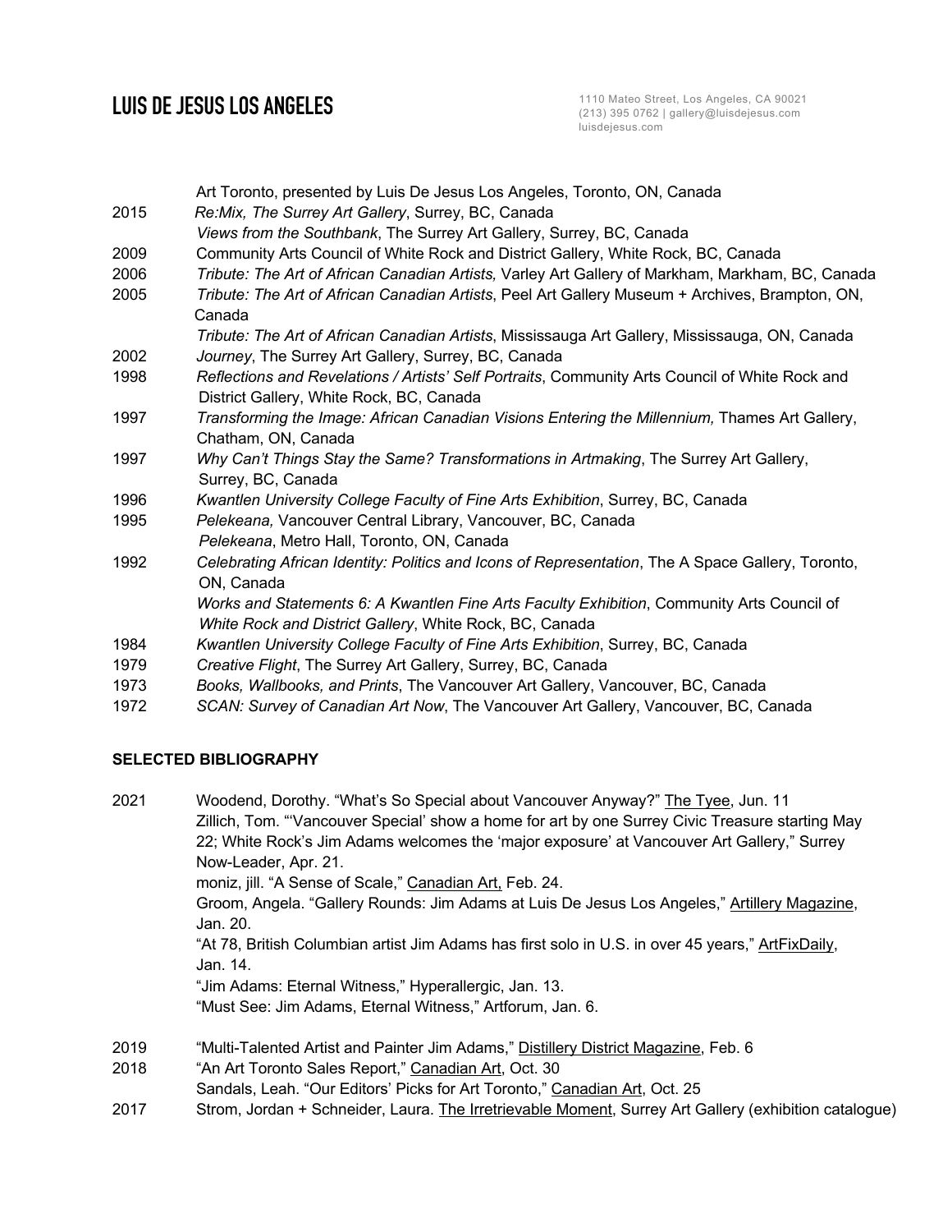| | |
|---|---|
| | Art Toronto, presented by Luis De Jesus Los Angeles, Toronto, ON, Canada |
| 2015 | *Re:Mix, The Surrey Art Gallery*, Surrey, BC, Canada |
| | *Views from the Southbank*, The Surrey Art Gallery, Surrey, BC, Canada |
| 2009 | Community Arts Council of White Rock and District Gallery, White Rock, BC, Canada |
| 2006 | *Tribute: The Art of African Canadian Artists,* Varley Art Gallery of Markham, Markham, BC, Canada |
| 2005 | *Tribute: The Art of African Canadian Artists*, Peel Art Gallery Museum + Archives, Brampton, ON, Canada |
| | *Tribute: The Art of African Canadian Artists*, Mississauga Art Gallery, Mississauga, ON, Canada |
| 2002 | *Journey*, The Surrey Art Gallery, Surrey, BC, Canada |
| 1998 | *Reflections and Revelations / Artists' Self Portraits*, Community Arts Council of White Rock and District Gallery, White Rock, BC, Canada |
| 1997 | *Transforming the Image: African Canadian Visions Entering the Millennium,* Thames Art Gallery, Chatham, ON, Canada |
| 1997 | *Why Can't Things Stay the Same? Transformations in Artmaking*, The Surrey Art Gallery, Surrey, BC, Canada |
| 1996 | *Kwantlen University College Faculty of Fine Arts Exhibition*, Surrey, BC, Canada |
| 1995 | *Pelekeana,* Vancouver Central Library, Vancouver, BC, Canada |
| | *Pelekeana*, Metro Hall, Toronto, ON, Canada |
| 1992 | *Celebrating African Identity: Politics and Icons of Representation*, The A Space Gallery, Toronto, ON, Canada |
| | *Works and Statements 6: A Kwantlen Fine Arts Faculty Exhibition*, Community Arts Council of *White Rock and District Gallery*, White Rock, BC, Canada |
| 1984 | *Kwantlen University College Faculty of Fine Arts Exhibition*, Surrey, BC, Canada |
| 1979 | *Creative Flight*, The Surrey Art Gallery, Surrey, BC, Canada |
| 1973 | *Books, Wallbooks, and Prints*, The Vancouver Art Gallery, Vancouver, BC, Canada |
| 1972 | *SCAN: Survey of Canadian Art Now*, The Vancouver Art Gallery, Vancouver, BC, Canada |

**SELECTED BIBLIOGRAPHY**

| | |
|---|---|
| 2021 | Woodend, Dorothy. "What's So Special about Vancouver Anyway?" The Tyee, Jun. 11 |
| | Zillich, Tom. "'Vancouver Special' show a home for art by one Surrey Civic Treasure starting May 22; White Rock's Jim Adams welcomes the 'major exposure' at Vancouver Art Gallery," Surrey Now-Leader, Apr. 21. |
| | moniz, jill. "A Sense of Scale," Canadian Art, Feb. 24. |
| | Groom, Angela. "Gallery Rounds: Jim Adams at Luis De Jesus Los Angeles," Artillery Magazine, Jan. 20. |
| | "At 78, British Columbian artist Jim Adams has first solo in U.S. in over 45 years," ArtFixDaily, Jan. 14. |
| | "Jim Adams: Eternal Witness," Hyperallergic, Jan. 13. |
| | "Must See: Jim Adams, Eternal Witness," Artforum, Jan. 6. |
| 2019 | "Multi-Talented Artist and Painter Jim Adams," Distillery District Magazine, Feb. 6 |
| 2018 | "An Art Toronto Sales Report," Canadian Art, Oct. 30 |
| | Sandals, Leah. "Our Editors' Picks for Art Toronto," Canadian Art, Oct. 25 |
| 2017 | Strom, Jordan + Schneider, Laura. The Irretrievable Moment, Surrey Art Gallery (exhibition catalogue) |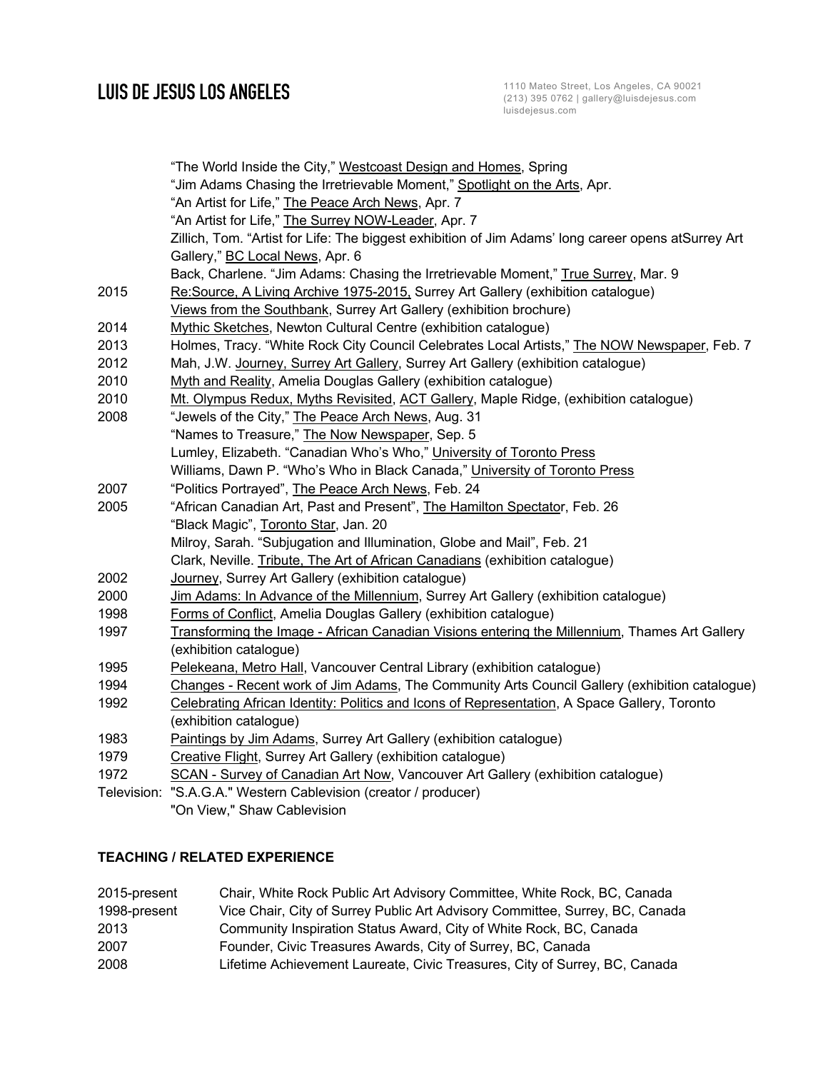"The World Inside the City," Westcoast Design and Homes, Spring
"Jim Adams Chasing the Irretrievable Moment," Spotlight on the Arts, Apr.
"An Artist for Life," The Peace Arch News, Apr. 7
"An Artist for Life," The Surrey NOW-Leader, Apr. 7
Zillich, Tom. "Artist for Life: The biggest exhibition of Jim Adams' long career opens atSurrey Art Gallery," BC Local News, Apr. 6
Back, Charlene. "Jim Adams: Chasing the Irretrievable Moment," True Surrey, Mar. 9

2015 Re:Source, A Living Archive 1975-2015, Surrey Art Gallery (exhibition catalogue)
Views from the Southbank, Surrey Art Gallery (exhibition brochure)

2014 Mythic Sketches, Newton Cultural Centre (exhibition catalogue)

2013 Holmes, Tracy. "White Rock City Council Celebrates Local Artists," The NOW Newspaper, Feb. 7

2012 Mah, J.W. Journey, Surrey Art Gallery, Surrey Art Gallery (exhibition catalogue)

2010 Myth and Reality, Amelia Douglas Gallery (exhibition catalogue)

2010 Mt. Olympus Redux, Myths Revisited, ACT Gallery, Maple Ridge, (exhibition catalogue)

2008 "Jewels of the City," The Peace Arch News, Aug. 31
"Names to Treasure," The Now Newspaper, Sep. 5
Lumley, Elizabeth. "Canadian Who's Who," University of Toronto Press
Williams, Dawn P. "Who's Who in Black Canada," University of Toronto Press

2007 "Politics Portrayed", The Peace Arch News, Feb. 24

2005 "African Canadian Art, Past and Present", The Hamilton Spectator, Feb. 26
"Black Magic", Toronto Star, Jan. 20
Milroy, Sarah. "Subjugation and Illumination, Globe and Mail", Feb. 21
Clark, Neville. Tribute, The Art of African Canadians (exhibition catalogue)

2002 Journey, Surrey Art Gallery (exhibition catalogue)

2000 Jim Adams: In Advance of the Millennium, Surrey Art Gallery (exhibition catalogue)

1998 Forms of Conflict, Amelia Douglas Gallery (exhibition catalogue)

1997 Transforming the Image - African Canadian Visions entering the Millennium, Thames Art Gallery (exhibition catalogue)

1995 Pelekeana, Metro Hall, Vancouver Central Library (exhibition catalogue)

1994 Changes - Recent work of Jim Adams, The Community Arts Council Gallery (exhibition catalogue)

1992 Celebrating African Identity: Politics and Icons of Representation, A Space Gallery, Toronto (exhibition catalogue)

1983 Paintings by Jim Adams, Surrey Art Gallery (exhibition catalogue)

1979 Creative Flight, Surrey Art Gallery (exhibition catalogue)

1972 SCAN - Survey of Canadian Art Now, Vancouver Art Gallery (exhibition catalogue)

Television: "S.A.G.A." Western Cablevision (creator / producer)
"On View," Shaw Cablevision

**TEACHING / RELATED EXPERIENCE**

2015-present Chair, White Rock Public Art Advisory Committee, White Rock, BC, Canada
1998-present Vice Chair, City of Surrey Public Art Advisory Committee, Surrey, BC, Canada
2013 Community Inspiration Status Award, City of White Rock, BC, Canada
2007 Founder, Civic Treasures Awards, City of Surrey, BC, Canada
2008 Lifetime Achievement Laureate, Civic Treasures, City of Surrey, BC, Canada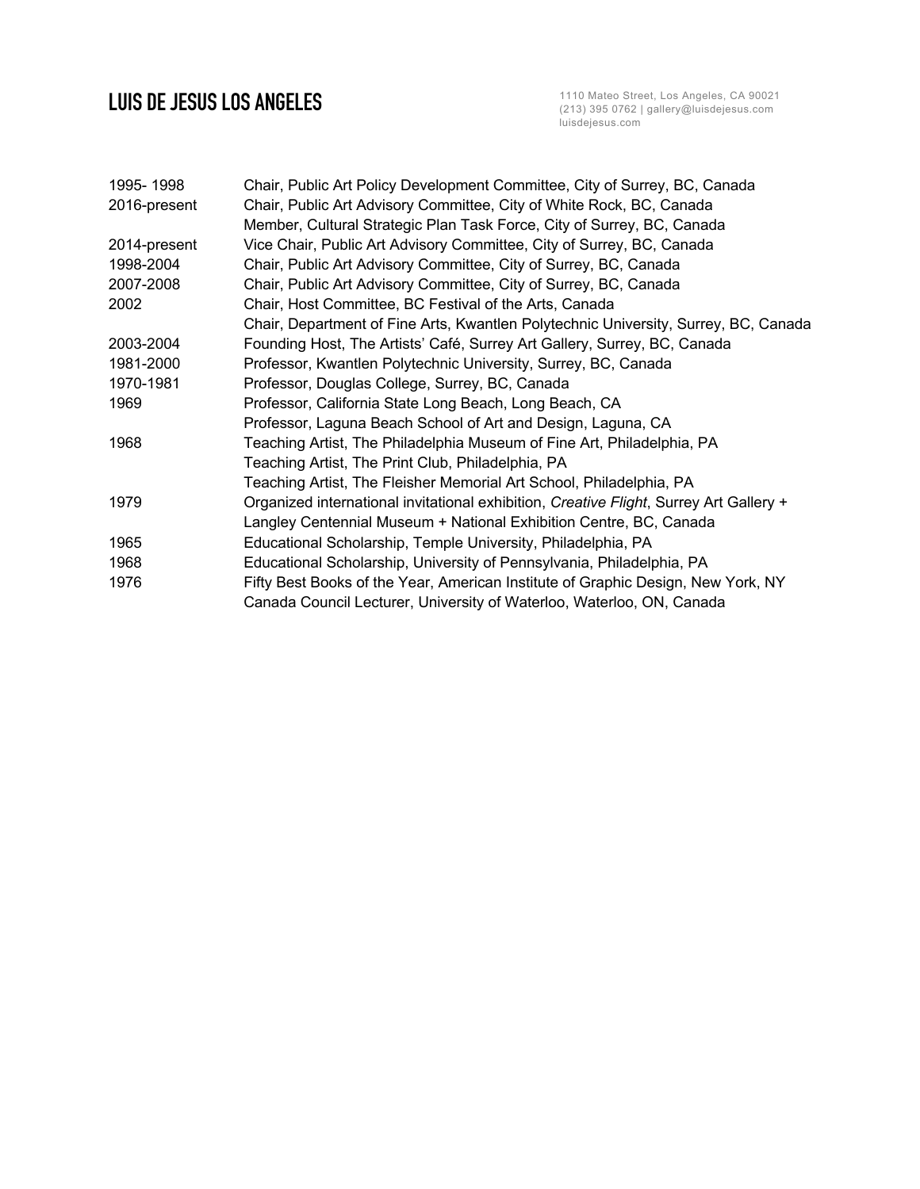| | |
|---|---|
| 1995- 1998 | Chair, Public Art Policy Development Committee, City of Surrey, BC, Canada |
| 2016-present | Chair, Public Art Advisory Committee, City of White Rock, BC, Canada |
| | Member, Cultural Strategic Plan Task Force, City of Surrey, BC, Canada |
| 2014-present | Vice Chair, Public Art Advisory Committee, City of Surrey, BC, Canada |
| 1998-2004 | Chair, Public Art Advisory Committee, City of Surrey, BC, Canada |
| 2007-2008 | Chair, Public Art Advisory Committee, City of Surrey, BC, Canada |
| 2002 | Chair, Host Committee, BC Festival of the Arts, Canada |
| | Chair, Department of Fine Arts, Kwantlen Polytechnic University, Surrey, BC, Canada |
| 2003-2004 | Founding Host, The Artists' Café, Surrey Art Gallery, Surrey, BC, Canada |
| 1981-2000 | Professor, Kwantlen Polytechnic University, Surrey, BC, Canada |
| 1970-1981 | Professor, Douglas College, Surrey, BC, Canada |
| 1969 | Professor, California State Long Beach, Long Beach, CA |
| | Professor, Laguna Beach School of Art and Design, Laguna, CA |
| 1968 | Teaching Artist, The Philadelphia Museum of Fine Art, Philadelphia, PA |
| | Teaching Artist, The Print Club, Philadelphia, PA |
| | Teaching Artist, The Fleisher Memorial Art School, Philadelphia, PA |
| 1979 | Organized international invitational exhibition, *Creative Flight*, Surrey Art Gallery + Langley Centennial Museum + National Exhibition Centre, BC, Canada |
| 1965 | Educational Scholarship, Temple University, Philadelphia, PA |
| 1968 | Educational Scholarship, University of Pennsylvania, Philadelphia, PA |
| 1976 | Fifty Best Books of the Year, American Institute of Graphic Design, New York, NY |
| | Canada Council Lecturer, University of Waterloo, Waterloo, ON, Canada |